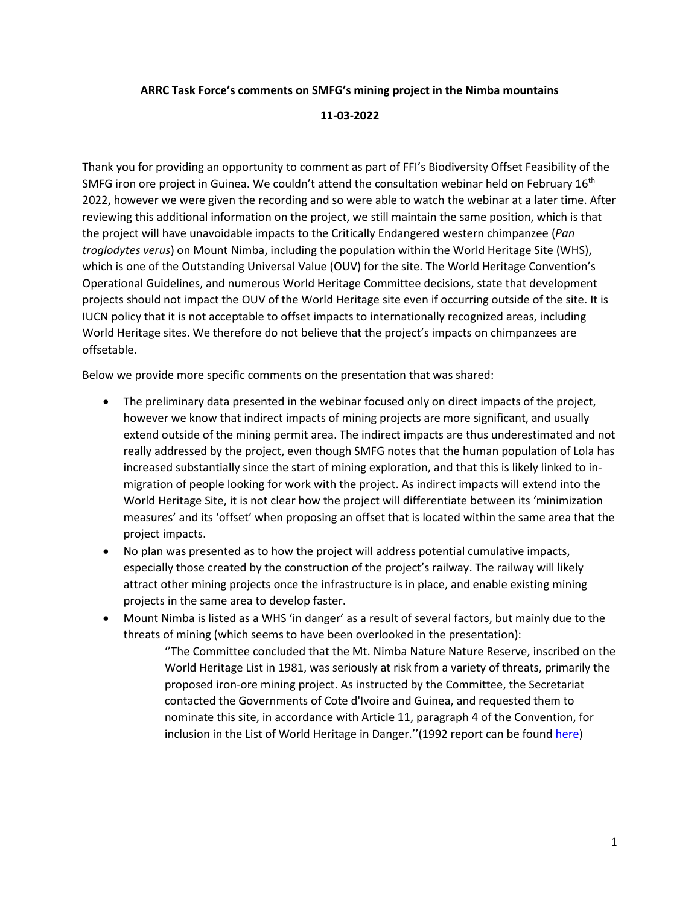**ARRC Task Force's comments on SMFG's mining project in the Nimba mountains**

**11-03-2022**

Thank you for providing an opportunity to comment as part of FFI's Biodiversity Offset Feasibility of the SMFG iron ore project in Guinea. We couldn't attend the consultation webinar held on February 16th 2022, however we were given the recording and so were able to watch the webinar at a later time. After reviewing this additional information on the project, we still maintain the same position, which is that the project will have unavoidable impacts to the Critically Endangered western chimpanzee (*Pan troglodytes verus*) on Mount Nimba, including the population within the World Heritage Site (WHS), which is one of the Outstanding Universal Value (OUV) for the site. The World Heritage Convention's Operational Guidelines, and numerous World Heritage Committee decisions, state that development projects should not impact the OUV of the World Heritage site even if occurring outside of the site. It is IUCN policy that it is not acceptable to offset impacts to internationally recognized areas, including World Heritage sites. We therefore do not believe that the project's impacts on chimpanzees are offsetable.

Below we provide more specific comments on the presentation that was shared:

- The preliminary data presented in the webinar focused only on direct impacts of the project, however we know that indirect impacts of mining projects are more significant, and usually extend outside of the mining permit area. The indirect impacts are thus underestimated and not really addressed by the project, even though SMFG notes that the human population of Lola has increased substantially since the start of mining exploration, and that this is likely linked to in-migration of people looking for work with the project. As indirect impacts will extend into the World Heritage Site, it is not clear how the project will differentiate between its 'minimization measures' and its 'offset' when proposing an offset that is located within the same area that the project impacts.
- No plan was presented as to how the project will address potential cumulative impacts, especially those created by the construction of the project's railway. The railway will likely attract other mining projects once the infrastructure is in place, and enable existing mining projects in the same area to develop faster.
- Mount Nimba is listed as a WHS 'in danger' as a result of several factors, but mainly due to the threats of mining (which seems to have been overlooked in the presentation):

  > ''The Committee concluded that the Mt. Nimba Nature Nature Reserve, inscribed on the World Heritage List in 1981, was seriously at risk from a variety of threats, primarily the proposed iron-ore mining project. As instructed by the Committee, the Secretariat contacted the Governments of Cote d'Ivoire and Guinea, and requested them to nominate this site, in accordance with Article 11, paragraph 4 of the Convention, for inclusion in the List of World Heritage in Danger.''(1992 report can be found here)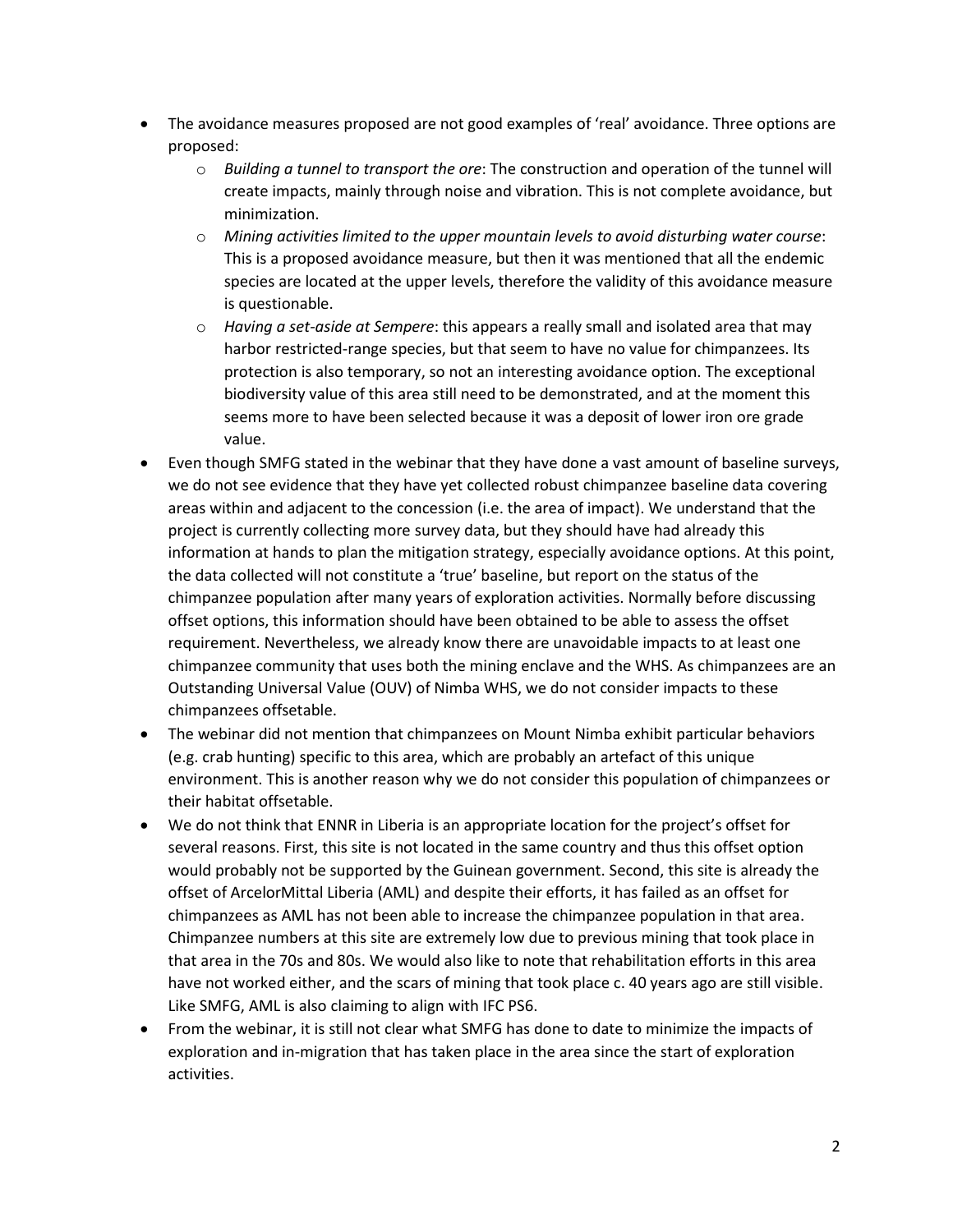- The avoidance measures proposed are not good examples of 'real' avoidance. Three options are proposed:
    - *Building a tunnel to transport the ore*: The construction and operation of the tunnel will create impacts, mainly through noise and vibration. This is not complete avoidance, but minimization.
    - *Mining activities limited to the upper mountain levels to avoid disturbing water course*: This is a proposed avoidance measure, but then it was mentioned that all the endemic species are located at the upper levels, therefore the validity of this avoidance measure is questionable.
    - *Having a set-aside at Sempere*: this appears a really small and isolated area that may harbor restricted-range species, but that seem to have no value for chimpanzees. Its protection is also temporary, so not an interesting avoidance option. The exceptional biodiversity value of this area still need to be demonstrated, and at the moment this seems more to have been selected because it was a deposit of lower iron ore grade value.
- Even though SMFG stated in the webinar that they have done a vast amount of baseline surveys, we do not see evidence that they have yet collected robust chimpanzee baseline data covering areas within and adjacent to the concession (i.e. the area of impact). We understand that the project is currently collecting more survey data, but they should have had already this information at hands to plan the mitigation strategy, especially avoidance options. At this point, the data collected will not constitute a 'true' baseline, but report on the status of the chimpanzee population after many years of exploration activities. Normally before discussing offset options, this information should have been obtained to be able to assess the offset requirement. Nevertheless, we already know there are unavoidable impacts to at least one chimpanzee community that uses both the mining enclave and the WHS. As chimpanzees are an Outstanding Universal Value (OUV) of Nimba WHS, we do not consider impacts to these chimpanzees offsetable.
- The webinar did not mention that chimpanzees on Mount Nimba exhibit particular behaviors (e.g. crab hunting) specific to this area, which are probably an artefact of this unique environment. This is another reason why we do not consider this population of chimpanzees or their habitat offsetable.
- We do not think that ENNR in Liberia is an appropriate location for the project's offset for several reasons. First, this site is not located in the same country and thus this offset option would probably not be supported by the Guinean government. Second, this site is already the offset of ArcelorMittal Liberia (AML) and despite their efforts, it has failed as an offset for chimpanzees as AML has not been able to increase the chimpanzee population in that area. Chimpanzee numbers at this site are extremely low due to previous mining that took place in that area in the 70s and 80s. We would also like to note that rehabilitation efforts in this area have not worked either, and the scars of mining that took place c. 40 years ago are still visible. Like SMFG, AML is also claiming to align with IFC PS6.
- From the webinar, it is still not clear what SMFG has done to date to minimize the impacts of exploration and in-migration that has taken place in the area since the start of exploration activities.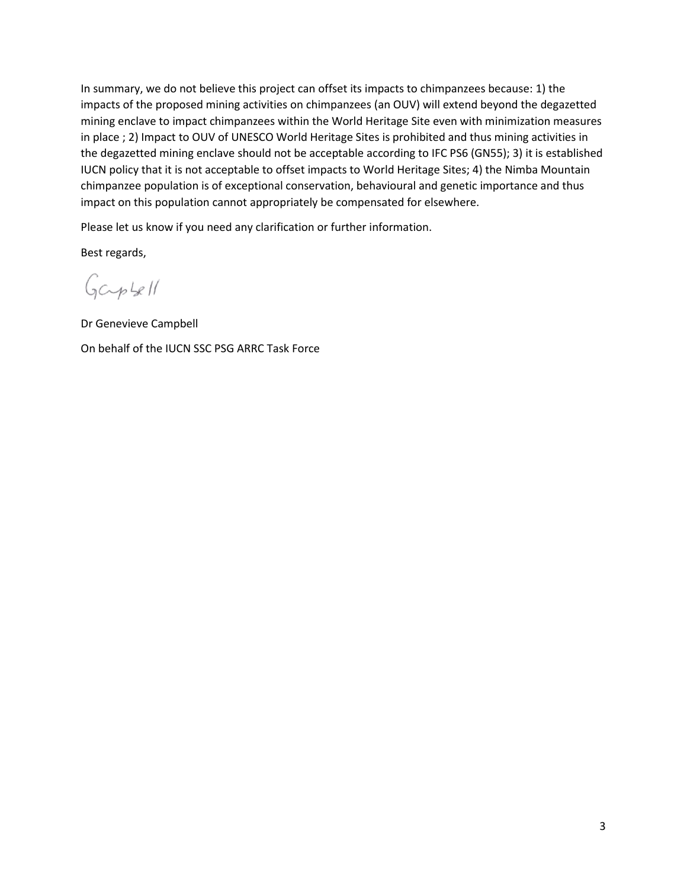In summary, we do not believe this project can offset its impacts to chimpanzees because: 1) the impacts of the proposed mining activities on chimpanzees (an OUV) will extend beyond the degazetted mining enclave to impact chimpanzees within the World Heritage Site even with minimization measures in place ; 2) Impact to OUV of UNESCO World Heritage Sites is prohibited and thus mining activities in the degazetted mining enclave should not be acceptable according to IFC PS6 (GN55); 3) it is established IUCN policy that it is not acceptable to offset impacts to World Heritage Sites; 4) the Nimba Mountain chimpanzee population is of exceptional conservation, behavioural and genetic importance and thus impact on this population cannot appropriately be compensated for elsewhere.

Please let us know if you need any clarification or further information.

Best regards,

GCampbell

Dr Genevieve Campbell

On behalf of the IUCN SSC PSG ARRC Task Force